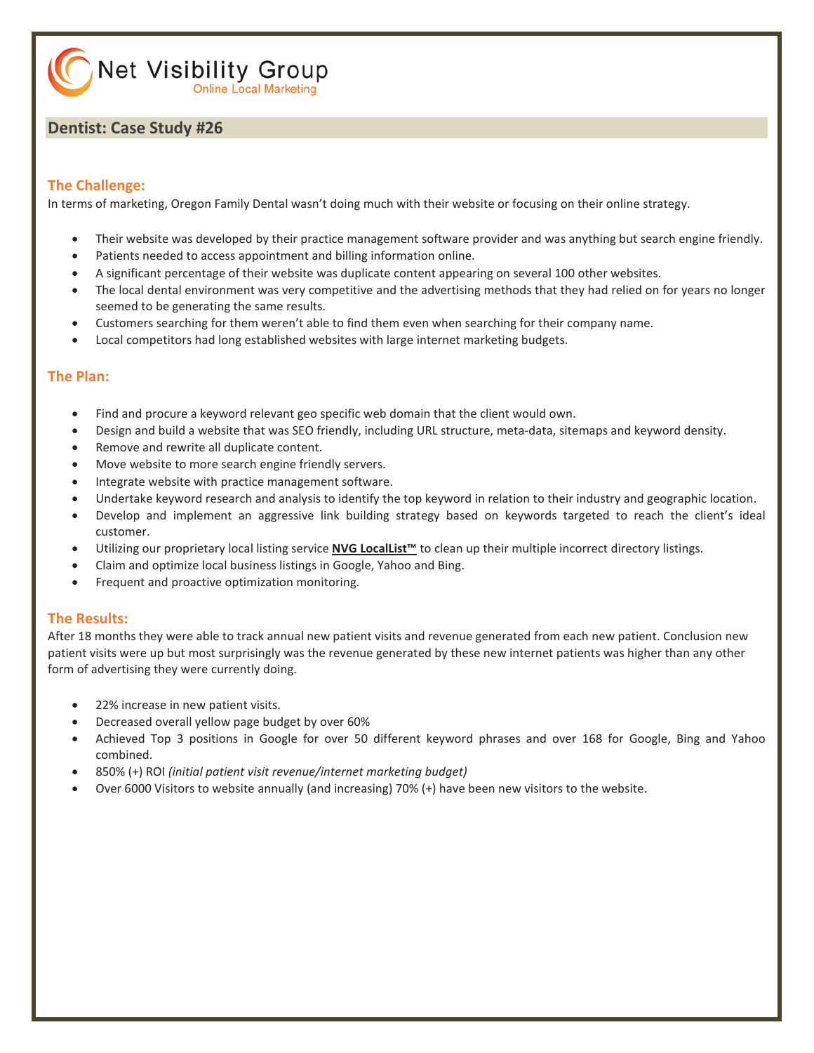Net Visibility Group
Online Local Marketing

## Dentist: Case Study #26

### The Challenge:

In terms of marketing, Oregon Family Dental wasn't doing much with their website or focusing on their online strategy.

- Their website was developed by their practice management software provider and was anything but search engine friendly.
- Patients needed to access appointment and billing information online.
- A significant percentage of their website was duplicate content appearing on several 100 other websites.
- The local dental environment was very competitive and the advertising methods that they had relied on for years no longer seemed to be generating the same results.
- Customers searching for them weren't able to find them even when searching for their company name.
- Local competitors had long established websites with large internet marketing budgets.

### The Plan:

- Find and procure a keyword relevant geo specific web domain that the client would own.
- Design and build a website that was SEO friendly, including URL structure, meta-data, sitemaps and keyword density.
- Remove and rewrite all duplicate content.
- Move website to more search engine friendly servers.
- Integrate website with practice management software.
- Undertake keyword research and analysis to identify the top keyword in relation to their industry and geographic location.
- Develop and implement an aggressive link building strategy based on keywords targeted to reach the client's ideal customer.
- Utilizing our proprietary local listing service **NVG LocalList™** to clean up their multiple incorrect directory listings.
- Claim and optimize local business listings in Google, Yahoo and Bing.
- Frequent and proactive optimization monitoring.

### The Results:

After 18 months they were able to track annual new patient visits and revenue generated from each new patient. Conclusion new patient visits were up but most surprisingly was the revenue generated by these new internet patients was higher than any other form of advertising they were currently doing.

- 22% increase in new patient visits.
- Decreased overall yellow page budget by over 60%
- Achieved Top 3 positions in Google for over 50 different keyword phrases and over 168 for Google, Bing and Yahoo combined.
- 850% (+) ROI *(initial patient visit revenue/internet marketing budget)*
- Over 6000 Visitors to website annually (and increasing) 70% (+) have been new visitors to the website.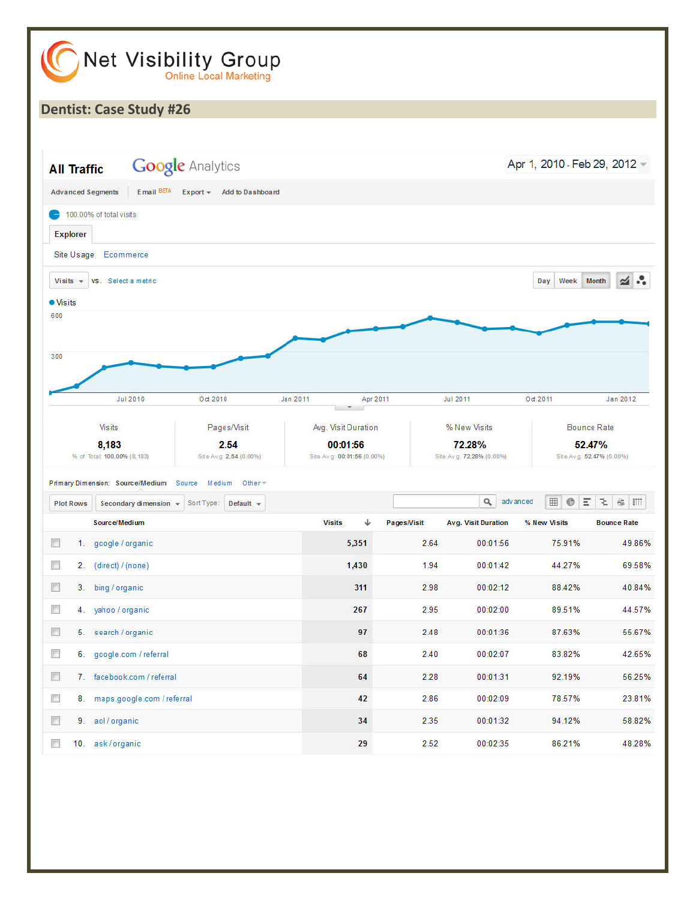Net Visibility Group
Online Local Marketing

## Dentist: Case Study #26

**All Traffic** Google Analytics — Apr 1, 2010 - Feb 29, 2012

Advanced Segments | Email BETA | Export | Add to Dashboard

100.00% of total visits

Explorer

Site Usage | Ecommerce

Visits vs. Select a metric — Day | Week | Month

| Visits | Pages/Visit | Avg. Visit Duration | % New Visits | Bounce Rate |
|---|---|---|---|---|
| **8,183** | **2.54** | **00:01:56** | **72.28%** | **52.47%** |
| % of Total: 100.00% (8,183) | Site Avg: 2.54 (0.00%) | Site Avg: 00:01:56 (0.00%) | Site Avg: 72.28% (0.00%) | Site Avg: 52.47% (0.00%) |

Primary Dimension: Source/Medium | Source | Medium | Other

| | Source/Medium | Visits | Pages/Visit | Avg. Visit Duration | % New Visits | Bounce Rate |
|---|---|---|---|---|---|---|
| 1. | google / organic | 5,351 | 2.64 | 00:01:56 | 75.91% | 49.86% |
| 2. | (direct) / (none) | 1,430 | 1.94 | 00:01:42 | 44.27% | 69.58% |
| 3. | bing / organic | 311 | 2.98 | 00:02:12 | 88.42% | 40.84% |
| 4. | yahoo / organic | 267 | 2.95 | 00:02:00 | 89.51% | 44.57% |
| 5. | search / organic | 97 | 2.48 | 00:01:36 | 87.63% | 55.67% |
| 6. | google.com / referral | 68 | 2.40 | 00:02:07 | 83.82% | 42.65% |
| 7. | facebook.com / referral | 64 | 2.28 | 00:01:31 | 92.19% | 56.25% |
| 8. | maps.google.com / referral | 42 | 2.86 | 00:02:09 | 78.57% | 23.81% |
| 9. | aol / organic | 34 | 2.35 | 00:01:32 | 94.12% | 58.82% |
| 10. | ask / organic | 29 | 2.52 | 00:02:35 | 86.21% | 48.28% |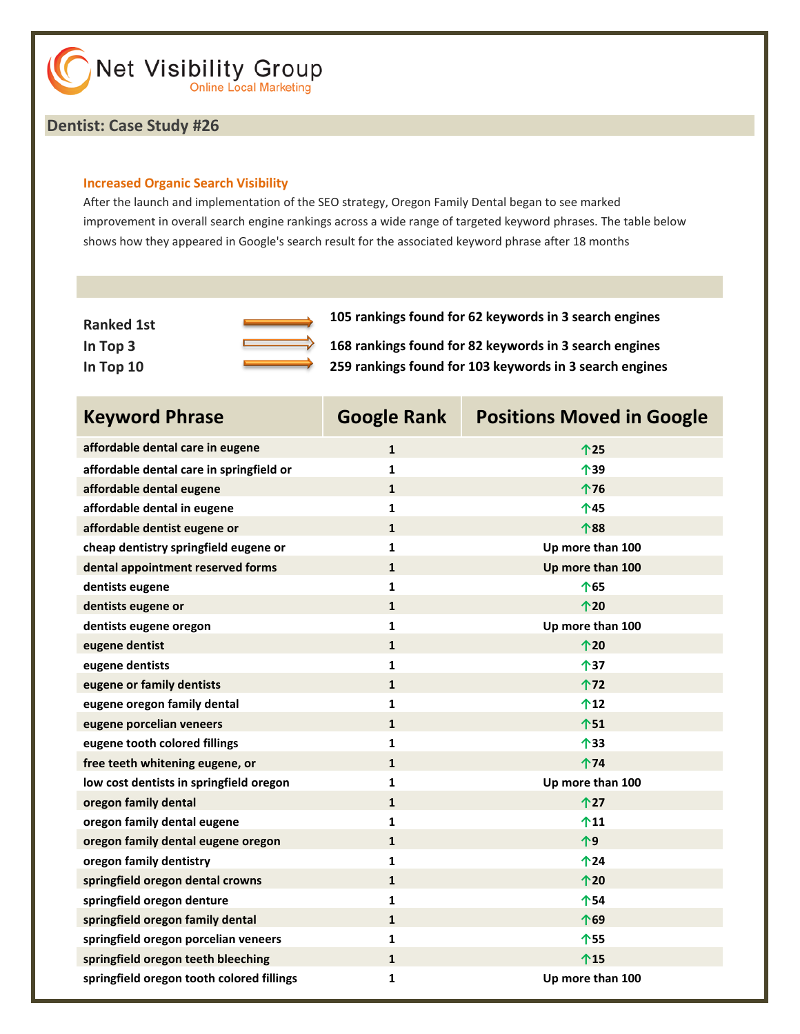Net Visibility Group
Online Local Marketing

## Dentist: Case Study #26

### Increased Organic Search Visibility

After the launch and implementation of the SEO strategy, Oregon Family Dental began to see marked improvement in overall search engine rankings across a wide range of targeted keyword phrases. The table below shows how they appeared in Google's search result for the associated keyword phrase after 18 months

**Ranked 1st** → **105 rankings found for 62 keywords in 3 search engines**

**In Top 3** → **168 rankings found for 82 keywords in 3 search engines**

**In Top 10** → **259 rankings found for 103 keywords in 3 search engines**

| Keyword Phrase | Google Rank | Positions Moved in Google |
|---|---|---|
| affordable dental care in eugene | 1 | ↑25 |
| affordable dental care in springfield or | 1 | ↑39 |
| affordable dental eugene | 1 | ↑76 |
| affordable dental in eugene | 1 | ↑45 |
| affordable dentist eugene or | 1 | ↑88 |
| cheap dentistry springfield eugene or | 1 | Up more than 100 |
| dental appointment reserved forms | 1 | Up more than 100 |
| dentists eugene | 1 | ↑65 |
| dentists eugene or | 1 | ↑20 |
| dentists eugene oregon | 1 | Up more than 100 |
| eugene dentist | 1 | ↑20 |
| eugene dentists | 1 | ↑37 |
| eugene or family dentists | 1 | ↑72 |
| eugene oregon family dental | 1 | ↑12 |
| eugene porcelian veneers | 1 | ↑51 |
| eugene tooth colored fillings | 1 | ↑33 |
| free teeth whitening eugene, or | 1 | ↑74 |
| low cost dentists in springfield oregon | 1 | Up more than 100 |
| oregon family dental | 1 | ↑27 |
| oregon family dental eugene | 1 | ↑11 |
| oregon family dental eugene oregon | 1 | ↑9 |
| oregon family dentistry | 1 | ↑24 |
| springfield oregon dental crowns | 1 | ↑20 |
| springfield oregon denture | 1 | ↑54 |
| springfield oregon family dental | 1 | ↑69 |
| springfield oregon porcelian veneers | 1 | ↑55 |
| springfield oregon teeth bleeching | 1 | ↑15 |
| springfield oregon tooth colored fillings | 1 | Up more than 100 |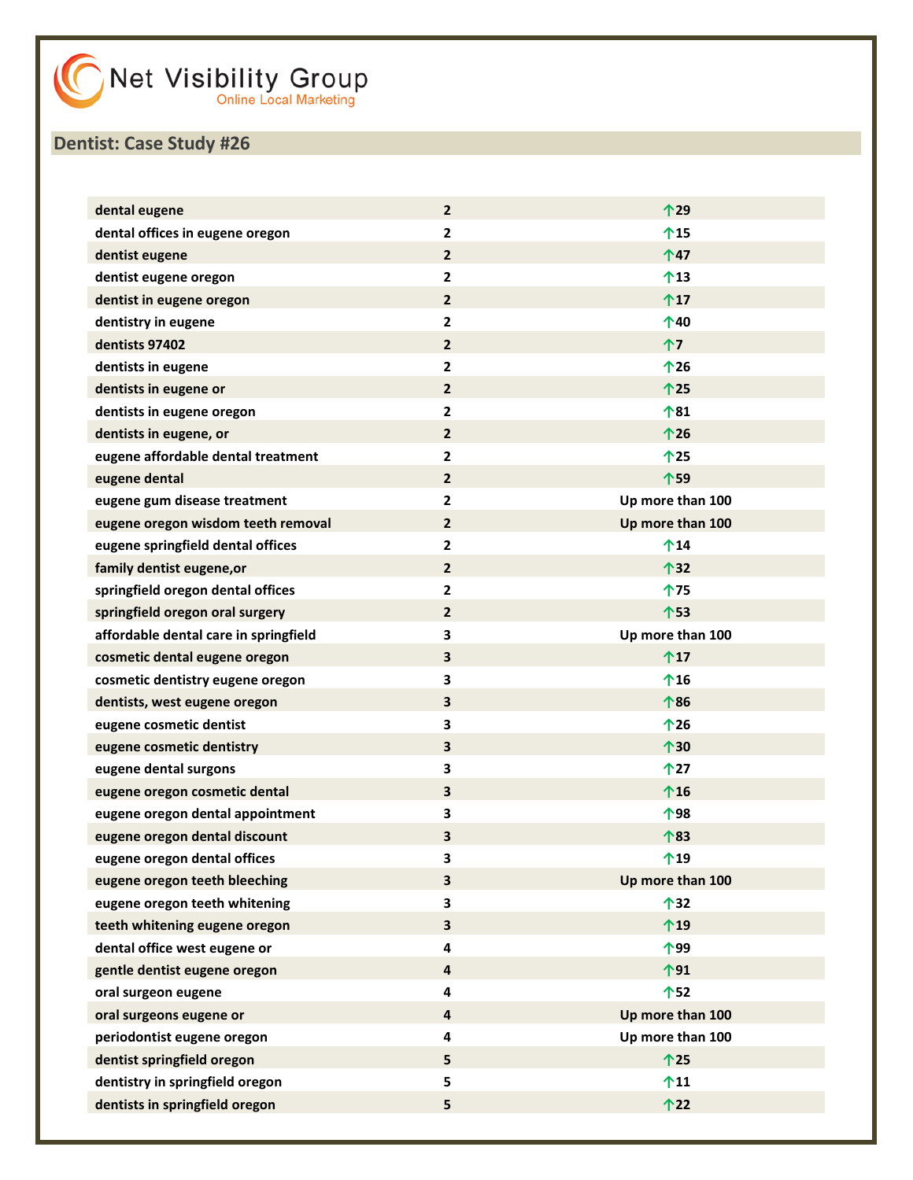Net Visibility Group
Online Local Marketing

## Dentist: Case Study #26

| | | |
|---|---|---|
| dental eugene | 2 | ↑29 |
| dental offices in eugene oregon | 2 | ↑15 |
| dentist eugene | 2 | ↑47 |
| dentist eugene oregon | 2 | ↑13 |
| dentist in eugene oregon | 2 | ↑17 |
| dentistry in eugene | 2 | ↑40 |
| dentists 97402 | 2 | ↑7 |
| dentists in eugene | 2 | ↑26 |
| dentists in eugene or | 2 | ↑25 |
| dentists in eugene oregon | 2 | ↑81 |
| dentists in eugene, or | 2 | ↑26 |
| eugene affordable dental treatment | 2 | ↑25 |
| eugene dental | 2 | ↑59 |
| eugene gum disease treatment | 2 | Up more than 100 |
| eugene oregon wisdom teeth removal | 2 | Up more than 100 |
| eugene springfield dental offices | 2 | ↑14 |
| family dentist eugene,or | 2 | ↑32 |
| springfield oregon dental offices | 2 | ↑75 |
| springfield oregon oral surgery | 2 | ↑53 |
| affordable dental care in springfield | 3 | Up more than 100 |
| cosmetic dental eugene oregon | 3 | ↑17 |
| cosmetic dentistry eugene oregon | 3 | ↑16 |
| dentists, west eugene oregon | 3 | ↑86 |
| eugene cosmetic dentist | 3 | ↑26 |
| eugene cosmetic dentistry | 3 | ↑30 |
| eugene dental surgons | 3 | ↑27 |
| eugene oregon cosmetic dental | 3 | ↑16 |
| eugene oregon dental appointment | 3 | ↑98 |
| eugene oregon dental discount | 3 | ↑83 |
| eugene oregon dental offices | 3 | ↑19 |
| eugene oregon teeth bleeching | 3 | Up more than 100 |
| eugene oregon teeth whitening | 3 | ↑32 |
| teeth whitening eugene oregon | 3 | ↑19 |
| dental office west eugene or | 4 | ↑99 |
| gentle dentist eugene oregon | 4 | ↑91 |
| oral surgeon eugene | 4 | ↑52 |
| oral surgeons eugene or | 4 | Up more than 100 |
| periodontist eugene oregon | 4 | Up more than 100 |
| dentist springfield oregon | 5 | ↑25 |
| dentistry in springfield oregon | 5 | ↑11 |
| dentists in springfield oregon | 5 | ↑22 |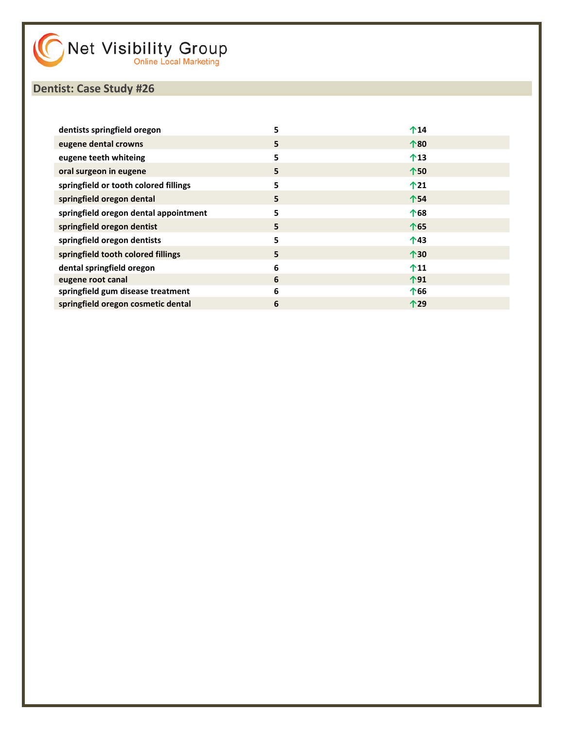Net Visibility Group
Online Local Marketing

## Dentist: Case Study #26

| | | |
|---|---|---|
| dentists springfield oregon | 5 | ↑14 |
| eugene dental crowns | 5 | ↑80 |
| eugene teeth whiteing | 5 | ↑13 |
| oral surgeon in eugene | 5 | ↑50 |
| springfield or tooth colored fillings | 5 | ↑21 |
| springfield oregon dental | 5 | ↑54 |
| springfield oregon dental appointment | 5 | ↑68 |
| springfield oregon dentist | 5 | ↑65 |
| springfield oregon dentists | 5 | ↑43 |
| springfield tooth colored fillings | 5 | ↑30 |
| dental springfield oregon | 6 | ↑11 |
| eugene root canal | 6 | ↑91 |
| springfield gum disease treatment | 6 | ↑66 |
| springfield oregon cosmetic dental | 6 | ↑29 |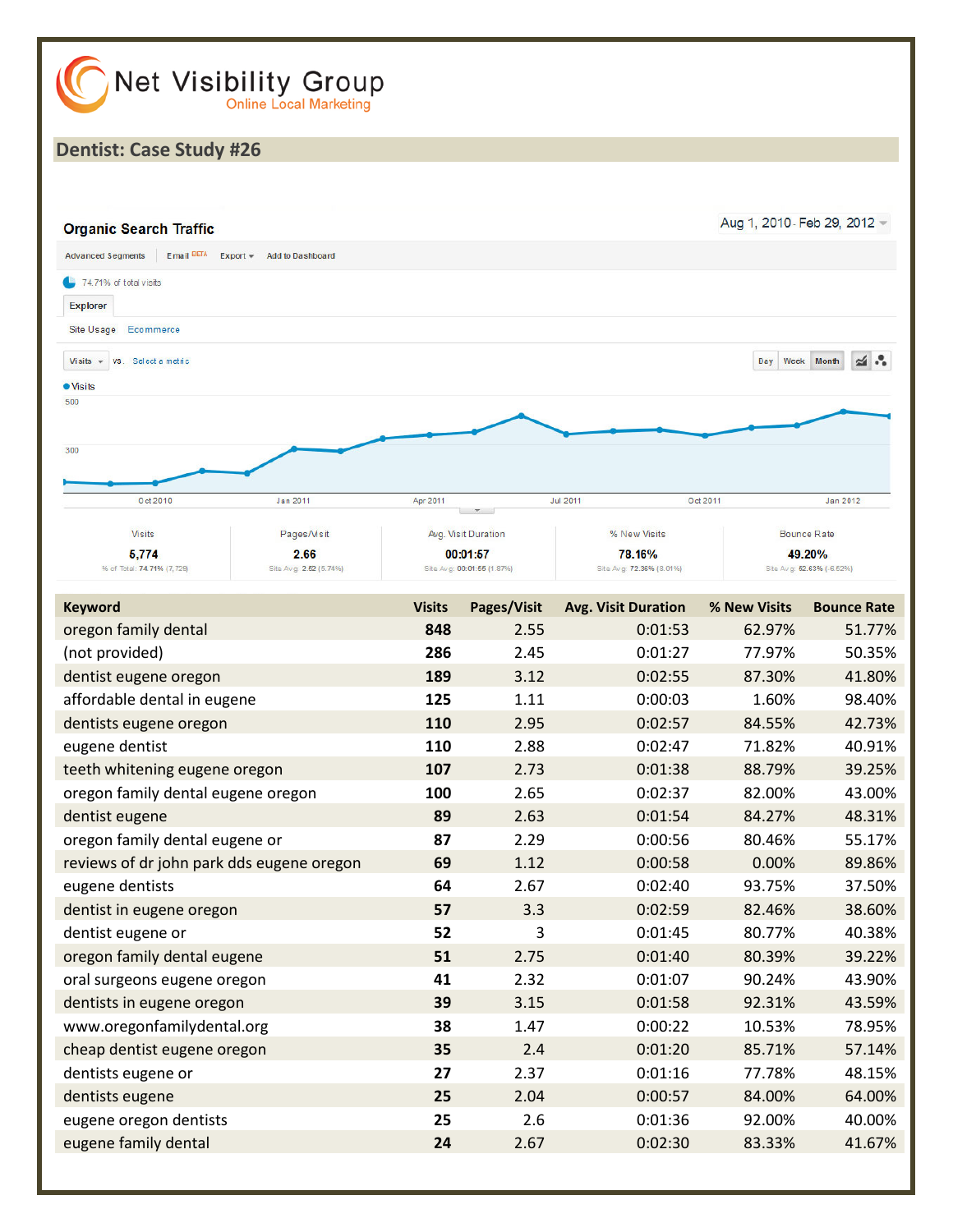Net Visibility Group
Online Local Marketing

## Dentist: Case Study #26

### Organic Search Traffic

Aug 1, 2010 - Feb 29, 2012

Advanced Segments | Email BETA | Export | Add to Dashboard

74.71% of total visits

Explorer

Site Usage | Ecommerce

Visits vs. Select a metric

Day | Week | Month

Visits

500

300

Oct 2010 | Jan 2011 | Apr 2011 | Jul 2011 | Oct 2011 | Jan 2012

| Visits | Pages/Visit | Avg. Visit Duration | % New Visits | Bounce Rate |
|---|---|---|---|---|
| 5,774 | 2.66 | 00:01:57 | 78.16% | 49.20% |
| % of Total: 74.71% (7,729) | Site Avg: 2.62 (5.74%) | Site Avg: 00:01:55 (1.87%) | Site Avg: 72.36% (8.01%) | Site Avg: 52.63% (-6.52%) |

| Keyword | Visits | Pages/Visit | Avg. Visit Duration | % New Visits | Bounce Rate |
|---|---|---|---|---|---|
| oregon family dental | **848** | 2.55 | 0:01:53 | 62.97% | 51.77% |
| (not provided) | **286** | 2.45 | 0:01:27 | 77.97% | 50.35% |
| dentist eugene oregon | **189** | 3.12 | 0:02:55 | 87.30% | 41.80% |
| affordable dental in eugene | **125** | 1.11 | 0:00:03 | 1.60% | 98.40% |
| dentists eugene oregon | **110** | 2.95 | 0:02:57 | 84.55% | 42.73% |
| eugene dentist | **110** | 2.88 | 0:02:47 | 71.82% | 40.91% |
| teeth whitening eugene oregon | **107** | 2.73 | 0:01:38 | 88.79% | 39.25% |
| oregon family dental eugene oregon | **100** | 2.65 | 0:02:37 | 82.00% | 43.00% |
| dentist eugene | **89** | 2.63 | 0:01:54 | 84.27% | 48.31% |
| oregon family dental eugene or | **87** | 2.29 | 0:00:56 | 80.46% | 55.17% |
| reviews of dr john park dds eugene oregon | **69** | 1.12 | 0:00:58 | 0.00% | 89.86% |
| eugene dentists | **64** | 2.67 | 0:02:40 | 93.75% | 37.50% |
| dentist in eugene oregon | **57** | 3.3 | 0:02:59 | 82.46% | 38.60% |
| dentist eugene or | **52** | 3 | 0:01:45 | 80.77% | 40.38% |
| oregon family dental eugene | **51** | 2.75 | 0:01:40 | 80.39% | 39.22% |
| oral surgeons eugene oregon | **41** | 2.32 | 0:01:07 | 90.24% | 43.90% |
| dentists in eugene oregon | **39** | 3.15 | 0:01:58 | 92.31% | 43.59% |
| www.oregonfamilydental.org | **38** | 1.47 | 0:00:22 | 10.53% | 78.95% |
| cheap dentist eugene oregon | **35** | 2.4 | 0:01:20 | 85.71% | 57.14% |
| dentists eugene or | **27** | 2.37 | 0:01:16 | 77.78% | 48.15% |
| dentists eugene | **25** | 2.04 | 0:00:57 | 84.00% | 64.00% |
| eugene oregon dentists | **25** | 2.6 | 0:01:36 | 92.00% | 40.00% |
| eugene family dental | **24** | 2.67 | 0:02:30 | 83.33% | 41.67% |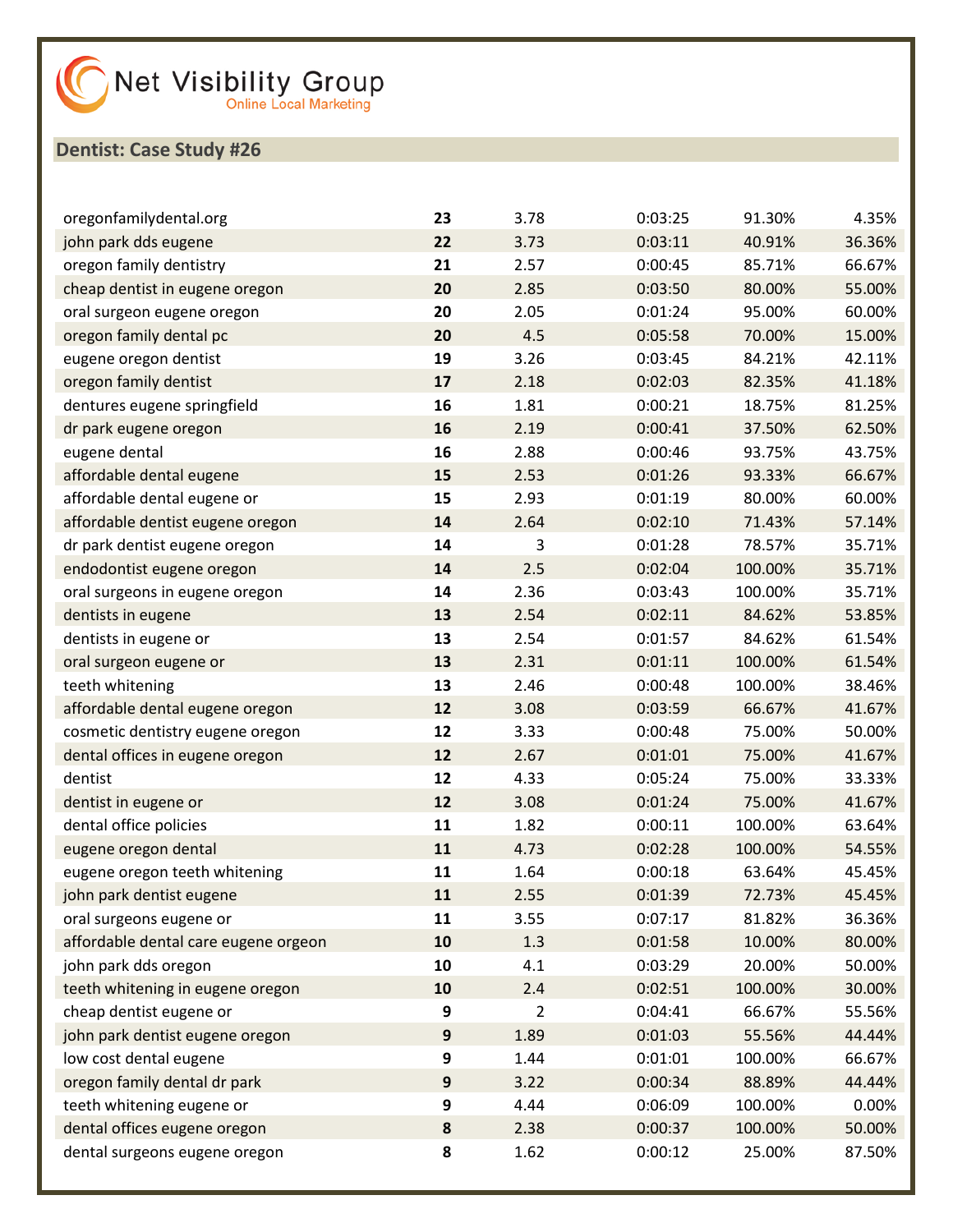Net Visibility Group
Online Local Marketing

## Dentist: Case Study #26

| | | | | | |
|---|---|---|---|---|---|
| oregonfamilydental.org | **23** | 3.78 | 0:03:25 | 91.30% | 4.35% |
| john park dds eugene | **22** | 3.73 | 0:03:11 | 40.91% | 36.36% |
| oregon family dentistry | **21** | 2.57 | 0:00:45 | 85.71% | 66.67% |
| cheap dentist in eugene oregon | **20** | 2.85 | 0:03:50 | 80.00% | 55.00% |
| oral surgeon eugene oregon | **20** | 2.05 | 0:01:24 | 95.00% | 60.00% |
| oregon family dental pc | **20** | 4.5 | 0:05:58 | 70.00% | 15.00% |
| eugene oregon dentist | **19** | 3.26 | 0:03:45 | 84.21% | 42.11% |
| oregon family dentist | **17** | 2.18 | 0:02:03 | 82.35% | 41.18% |
| dentures eugene springfield | **16** | 1.81 | 0:00:21 | 18.75% | 81.25% |
| dr park eugene oregon | **16** | 2.19 | 0:00:41 | 37.50% | 62.50% |
| eugene dental | **16** | 2.88 | 0:00:46 | 93.75% | 43.75% |
| affordable dental eugene | **15** | 2.53 | 0:01:26 | 93.33% | 66.67% |
| affordable dental eugene or | **15** | 2.93 | 0:01:19 | 80.00% | 60.00% |
| affordable dentist eugene oregon | **14** | 2.64 | 0:02:10 | 71.43% | 57.14% |
| dr park dentist eugene oregon | **14** | 3 | 0:01:28 | 78.57% | 35.71% |
| endodontist eugene oregon | **14** | 2.5 | 0:02:04 | 100.00% | 35.71% |
| oral surgeons in eugene oregon | **14** | 2.36 | 0:03:43 | 100.00% | 35.71% |
| dentists in eugene | **13** | 2.54 | 0:02:11 | 84.62% | 53.85% |
| dentists in eugene or | **13** | 2.54 | 0:01:57 | 84.62% | 61.54% |
| oral surgeon eugene or | **13** | 2.31 | 0:01:11 | 100.00% | 61.54% |
| teeth whitening | **13** | 2.46 | 0:00:48 | 100.00% | 38.46% |
| affordable dental eugene oregon | **12** | 3.08 | 0:03:59 | 66.67% | 41.67% |
| cosmetic dentistry eugene oregon | **12** | 3.33 | 0:00:48 | 75.00% | 50.00% |
| dental offices in eugene oregon | **12** | 2.67 | 0:01:01 | 75.00% | 41.67% |
| dentist | **12** | 4.33 | 0:05:24 | 75.00% | 33.33% |
| dentist in eugene or | **12** | 3.08 | 0:01:24 | 75.00% | 41.67% |
| dental office policies | **11** | 1.82 | 0:00:11 | 100.00% | 63.64% |
| eugene oregon dental | **11** | 4.73 | 0:02:28 | 100.00% | 54.55% |
| eugene oregon teeth whitening | **11** | 1.64 | 0:00:18 | 63.64% | 45.45% |
| john park dentist eugene | **11** | 2.55 | 0:01:39 | 72.73% | 45.45% |
| oral surgeons eugene or | **11** | 3.55 | 0:07:17 | 81.82% | 36.36% |
| affordable dental care eugene orgeon | **10** | 1.3 | 0:01:58 | 10.00% | 80.00% |
| john park dds oregon | **10** | 4.1 | 0:03:29 | 20.00% | 50.00% |
| teeth whitening in eugene oregon | **10** | 2.4 | 0:02:51 | 100.00% | 30.00% |
| cheap dentist eugene or | **9** | 2 | 0:04:41 | 66.67% | 55.56% |
| john park dentist eugene oregon | **9** | 1.89 | 0:01:03 | 55.56% | 44.44% |
| low cost dental eugene | **9** | 1.44 | 0:01:01 | 100.00% | 66.67% |
| oregon family dental dr park | **9** | 3.22 | 0:00:34 | 88.89% | 44.44% |
| teeth whitening eugene or | **9** | 4.44 | 0:06:09 | 100.00% | 0.00% |
| dental offices eugene oregon | **8** | 2.38 | 0:00:37 | 100.00% | 50.00% |
| dental surgeons eugene oregon | **8** | 1.62 | 0:00:12 | 25.00% | 87.50% |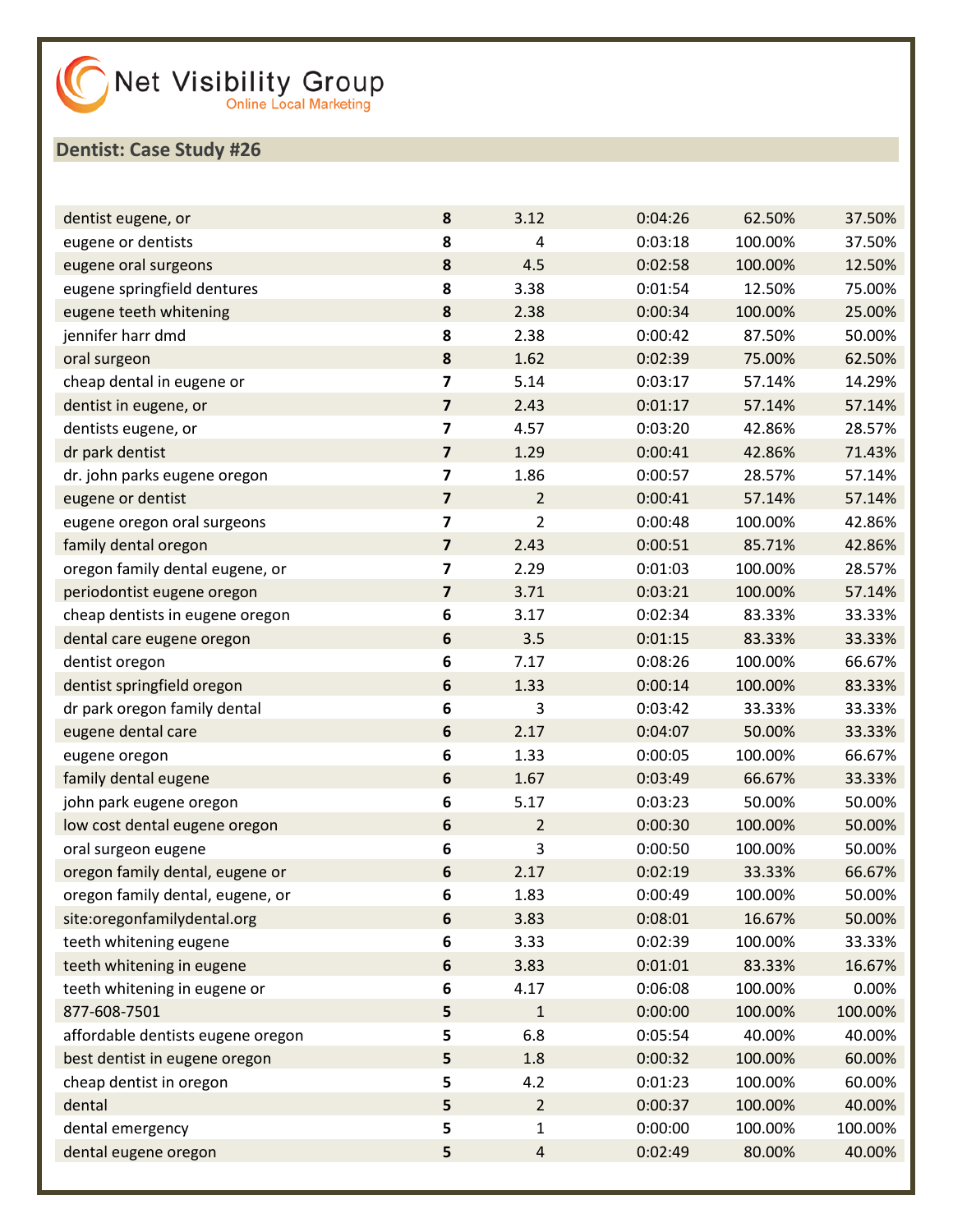Net Visibility Group
Online Local Marketing

## Dentist: Case Study #26

| | | | | | |
|---|---|---|---|---|---|
| dentist eugene, or | **8** | 3.12 | 0:04:26 | 62.50% | 37.50% |
| eugene or dentists | **8** | 4 | 0:03:18 | 100.00% | 37.50% |
| eugene oral surgeons | **8** | 4.5 | 0:02:58 | 100.00% | 12.50% |
| eugene springfield dentures | **8** | 3.38 | 0:01:54 | 12.50% | 75.00% |
| eugene teeth whitening | **8** | 2.38 | 0:00:34 | 100.00% | 25.00% |
| jennifer harr dmd | **8** | 2.38 | 0:00:42 | 87.50% | 50.00% |
| oral surgeon | **8** | 1.62 | 0:02:39 | 75.00% | 62.50% |
| cheap dental in eugene or | **7** | 5.14 | 0:03:17 | 57.14% | 14.29% |
| dentist in eugene, or | **7** | 2.43 | 0:01:17 | 57.14% | 57.14% |
| dentists eugene, or | **7** | 4.57 | 0:03:20 | 42.86% | 28.57% |
| dr park dentist | **7** | 1.29 | 0:00:41 | 42.86% | 71.43% |
| dr. john parks eugene oregon | **7** | 1.86 | 0:00:57 | 28.57% | 57.14% |
| eugene or dentist | **7** | 2 | 0:00:41 | 57.14% | 57.14% |
| eugene oregon oral surgeons | **7** | 2 | 0:00:48 | 100.00% | 42.86% |
| family dental oregon | **7** | 2.43 | 0:00:51 | 85.71% | 42.86% |
| oregon family dental eugene, or | **7** | 2.29 | 0:01:03 | 100.00% | 28.57% |
| periodontist eugene oregon | **7** | 3.71 | 0:03:21 | 100.00% | 57.14% |
| cheap dentists in eugene oregon | **6** | 3.17 | 0:02:34 | 83.33% | 33.33% |
| dental care eugene oregon | **6** | 3.5 | 0:01:15 | 83.33% | 33.33% |
| dentist oregon | **6** | 7.17 | 0:08:26 | 100.00% | 66.67% |
| dentist springfield oregon | **6** | 1.33 | 0:00:14 | 100.00% | 83.33% |
| dr park oregon family dental | **6** | 3 | 0:03:42 | 33.33% | 33.33% |
| eugene dental care | **6** | 2.17 | 0:04:07 | 50.00% | 33.33% |
| eugene oregon | **6** | 1.33 | 0:00:05 | 100.00% | 66.67% |
| family dental eugene | **6** | 1.67 | 0:03:49 | 66.67% | 33.33% |
| john park eugene oregon | **6** | 5.17 | 0:03:23 | 50.00% | 50.00% |
| low cost dental eugene oregon | **6** | 2 | 0:00:30 | 100.00% | 50.00% |
| oral surgeon eugene | **6** | 3 | 0:00:50 | 100.00% | 50.00% |
| oregon family dental, eugene or | **6** | 2.17 | 0:02:19 | 33.33% | 66.67% |
| oregon family dental, eugene, or | **6** | 1.83 | 0:00:49 | 100.00% | 50.00% |
| site:oregonfamilydental.org | **6** | 3.83 | 0:08:01 | 16.67% | 50.00% |
| teeth whitening eugene | **6** | 3.33 | 0:02:39 | 100.00% | 33.33% |
| teeth whitening in eugene | **6** | 3.83 | 0:01:01 | 83.33% | 16.67% |
| teeth whitening in eugene or | **6** | 4.17 | 0:06:08 | 100.00% | 0.00% |
| 877-608-7501 | **5** | 1 | 0:00:00 | 100.00% | 100.00% |
| affordable dentists eugene oregon | **5** | 6.8 | 0:05:54 | 40.00% | 40.00% |
| best dentist in eugene oregon | **5** | 1.8 | 0:00:32 | 100.00% | 60.00% |
| cheap dentist in oregon | **5** | 4.2 | 0:01:23 | 100.00% | 60.00% |
| dental | **5** | 2 | 0:00:37 | 100.00% | 40.00% |
| dental emergency | **5** | 1 | 0:00:00 | 100.00% | 100.00% |
| dental eugene oregon | **5** | 4 | 0:02:49 | 80.00% | 40.00% |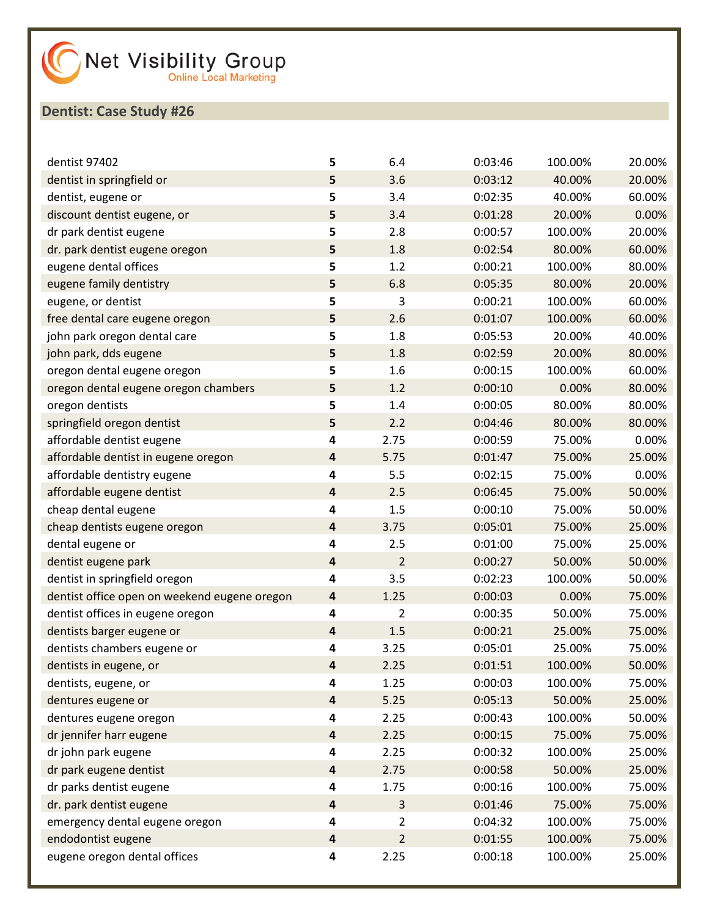Net Visibility Group
Online Local Marketing

## Dentist: Case Study #26

| | | | | | |
|---|---|---|---|---|---|
| dentist 97402 | **5** | 6.4 | 0:03:46 | 100.00% | 20.00% |
| dentist in springfield or | **5** | 3.6 | 0:03:12 | 40.00% | 20.00% |
| dentist, eugene or | **5** | 3.4 | 0:02:35 | 40.00% | 60.00% |
| discount dentist eugene, or | **5** | 3.4 | 0:01:28 | 20.00% | 0.00% |
| dr park dentist eugene | **5** | 2.8 | 0:00:57 | 100.00% | 20.00% |
| dr. park dentist eugene oregon | **5** | 1.8 | 0:02:54 | 80.00% | 60.00% |
| eugene dental offices | **5** | 1.2 | 0:00:21 | 100.00% | 80.00% |
| eugene family dentistry | **5** | 6.8 | 0:05:35 | 80.00% | 20.00% |
| eugene, or dentist | **5** | 3 | 0:00:21 | 100.00% | 60.00% |
| free dental care eugene oregon | **5** | 2.6 | 0:01:07 | 100.00% | 60.00% |
| john park oregon dental care | **5** | 1.8 | 0:05:53 | 20.00% | 40.00% |
| john park, dds eugene | **5** | 1.8 | 0:02:59 | 20.00% | 80.00% |
| oregon dental eugene oregon | **5** | 1.6 | 0:00:15 | 100.00% | 60.00% |
| oregon dental eugene oregon chambers | **5** | 1.2 | 0:00:10 | 0.00% | 80.00% |
| oregon dentists | **5** | 1.4 | 0:00:05 | 80.00% | 80.00% |
| springfield oregon dentist | **5** | 2.2 | 0:04:46 | 80.00% | 80.00% |
| affordable dentist eugene | **4** | 2.75 | 0:00:59 | 75.00% | 0.00% |
| affordable dentist in eugene oregon | **4** | 5.75 | 0:01:47 | 75.00% | 25.00% |
| affordable dentistry eugene | **4** | 5.5 | 0:02:15 | 75.00% | 0.00% |
| affordable eugene dentist | **4** | 2.5 | 0:06:45 | 75.00% | 50.00% |
| cheap dental eugene | **4** | 1.5 | 0:00:10 | 75.00% | 50.00% |
| cheap dentists eugene oregon | **4** | 3.75 | 0:05:01 | 75.00% | 25.00% |
| dental eugene or | **4** | 2.5 | 0:01:00 | 75.00% | 25.00% |
| dentist eugene park | **4** | 2 | 0:00:27 | 50.00% | 50.00% |
| dentist in springfield oregon | **4** | 3.5 | 0:02:23 | 100.00% | 50.00% |
| dentist office open on weekend eugene oregon | **4** | 1.25 | 0:00:03 | 0.00% | 75.00% |
| dentist offices in eugene oregon | **4** | 2 | 0:00:35 | 50.00% | 75.00% |
| dentists barger eugene or | **4** | 1.5 | 0:00:21 | 25.00% | 75.00% |
| dentists chambers eugene or | **4** | 3.25 | 0:05:01 | 25.00% | 75.00% |
| dentists in eugene, or | **4** | 2.25 | 0:01:51 | 100.00% | 50.00% |
| dentists, eugene, or | **4** | 1.25 | 0:00:03 | 100.00% | 75.00% |
| dentures eugene or | **4** | 5.25 | 0:05:13 | 50.00% | 25.00% |
| dentures eugene oregon | **4** | 2.25 | 0:00:43 | 100.00% | 50.00% |
| dr jennifer harr eugene | **4** | 2.25 | 0:00:15 | 75.00% | 75.00% |
| dr john park eugene | **4** | 2.25 | 0:00:32 | 100.00% | 25.00% |
| dr park eugene dentist | **4** | 2.75 | 0:00:58 | 50.00% | 25.00% |
| dr parks dentist eugene | **4** | 1.75 | 0:00:16 | 100.00% | 75.00% |
| dr. park dentist eugene | **4** | 3 | 0:01:46 | 75.00% | 75.00% |
| emergency dental eugene oregon | **4** | 2 | 0:04:32 | 100.00% | 75.00% |
| endodontist eugene | **4** | 2 | 0:01:55 | 100.00% | 75.00% |
| eugene oregon dental offices | **4** | 2.25 | 0:00:18 | 100.00% | 25.00% |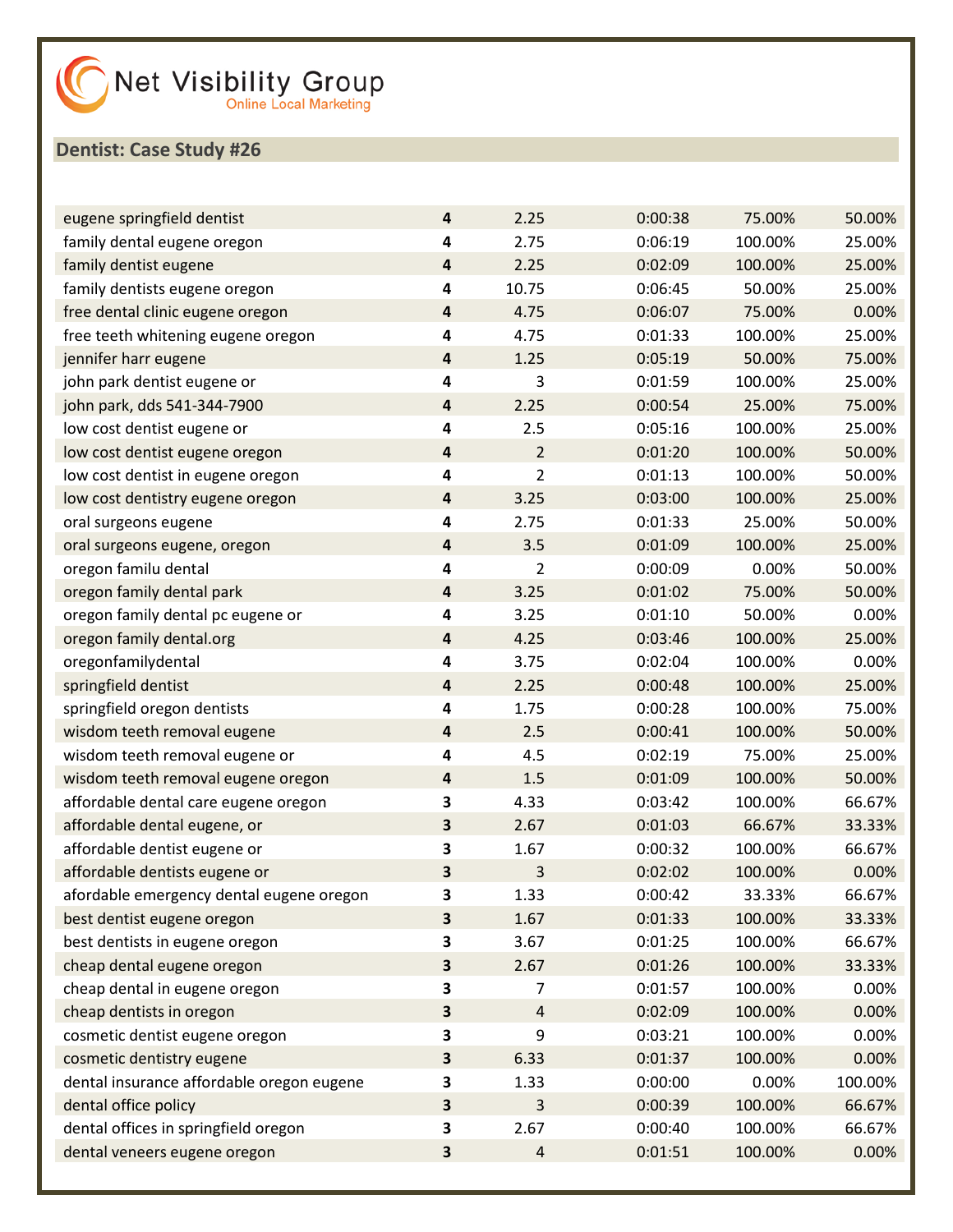Net Visibility Group
Online Local Marketing

## Dentist: Case Study #26

| | | | | | |
|---|---|---|---|---|---|
| eugene springfield dentist | **4** | 2.25 | 0:00:38 | 75.00% | 50.00% |
| family dental eugene oregon | **4** | 2.75 | 0:06:19 | 100.00% | 25.00% |
| family dentist eugene | **4** | 2.25 | 0:02:09 | 100.00% | 25.00% |
| family dentists eugene oregon | **4** | 10.75 | 0:06:45 | 50.00% | 25.00% |
| free dental clinic eugene oregon | **4** | 4.75 | 0:06:07 | 75.00% | 0.00% |
| free teeth whitening eugene oregon | **4** | 4.75 | 0:01:33 | 100.00% | 25.00% |
| jennifer harr eugene | **4** | 1.25 | 0:05:19 | 50.00% | 75.00% |
| john park dentist eugene or | **4** | 3 | 0:01:59 | 100.00% | 25.00% |
| john park, dds 541-344-7900 | **4** | 2.25 | 0:00:54 | 25.00% | 75.00% |
| low cost dentist eugene or | **4** | 2.5 | 0:05:16 | 100.00% | 25.00% |
| low cost dentist eugene oregon | **4** | 2 | 0:01:20 | 100.00% | 50.00% |
| low cost dentist in eugene oregon | **4** | 2 | 0:01:13 | 100.00% | 50.00% |
| low cost dentistry eugene oregon | **4** | 3.25 | 0:03:00 | 100.00% | 25.00% |
| oral surgeons eugene | **4** | 2.75 | 0:01:33 | 25.00% | 50.00% |
| oral surgeons eugene, oregon | **4** | 3.5 | 0:01:09 | 100.00% | 25.00% |
| oregon familu dental | **4** | 2 | 0:00:09 | 0.00% | 50.00% |
| oregon family dental park | **4** | 3.25 | 0:01:02 | 75.00% | 50.00% |
| oregon family dental pc eugene or | **4** | 3.25 | 0:01:10 | 50.00% | 0.00% |
| oregon family dental.org | **4** | 4.25 | 0:03:46 | 100.00% | 25.00% |
| oregonfamilydental | **4** | 3.75 | 0:02:04 | 100.00% | 0.00% |
| springfield dentist | **4** | 2.25 | 0:00:48 | 100.00% | 25.00% |
| springfield oregon dentists | **4** | 1.75 | 0:00:28 | 100.00% | 75.00% |
| wisdom teeth removal eugene | **4** | 2.5 | 0:00:41 | 100.00% | 50.00% |
| wisdom teeth removal eugene or | **4** | 4.5 | 0:02:19 | 75.00% | 25.00% |
| wisdom teeth removal eugene oregon | **4** | 1.5 | 0:01:09 | 100.00% | 50.00% |
| affordable dental care eugene oregon | **3** | 4.33 | 0:03:42 | 100.00% | 66.67% |
| affordable dental eugene, or | **3** | 2.67 | 0:01:03 | 66.67% | 33.33% |
| affordable dentist eugene or | **3** | 1.67 | 0:00:32 | 100.00% | 66.67% |
| affordable dentists eugene or | **3** | 3 | 0:02:02 | 100.00% | 0.00% |
| afordable emergency dental eugene oregon | **3** | 1.33 | 0:00:42 | 33.33% | 66.67% |
| best dentist eugene oregon | **3** | 1.67 | 0:01:33 | 100.00% | 33.33% |
| best dentists in eugene oregon | **3** | 3.67 | 0:01:25 | 100.00% | 66.67% |
| cheap dental eugene oregon | **3** | 2.67 | 0:01:26 | 100.00% | 33.33% |
| cheap dental in eugene oregon | **3** | 7 | 0:01:57 | 100.00% | 0.00% |
| cheap dentists in oregon | **3** | 4 | 0:02:09 | 100.00% | 0.00% |
| cosmetic dentist eugene oregon | **3** | 9 | 0:03:21 | 100.00% | 0.00% |
| cosmetic dentistry eugene | **3** | 6.33 | 0:01:37 | 100.00% | 0.00% |
| dental insurance affordable oregon eugene | **3** | 1.33 | 0:00:00 | 0.00% | 100.00% |
| dental office policy | **3** | 3 | 0:00:39 | 100.00% | 66.67% |
| dental offices in springfield oregon | **3** | 2.67 | 0:00:40 | 100.00% | 66.67% |
| dental veneers eugene oregon | **3** | 4 | 0:01:51 | 100.00% | 0.00% |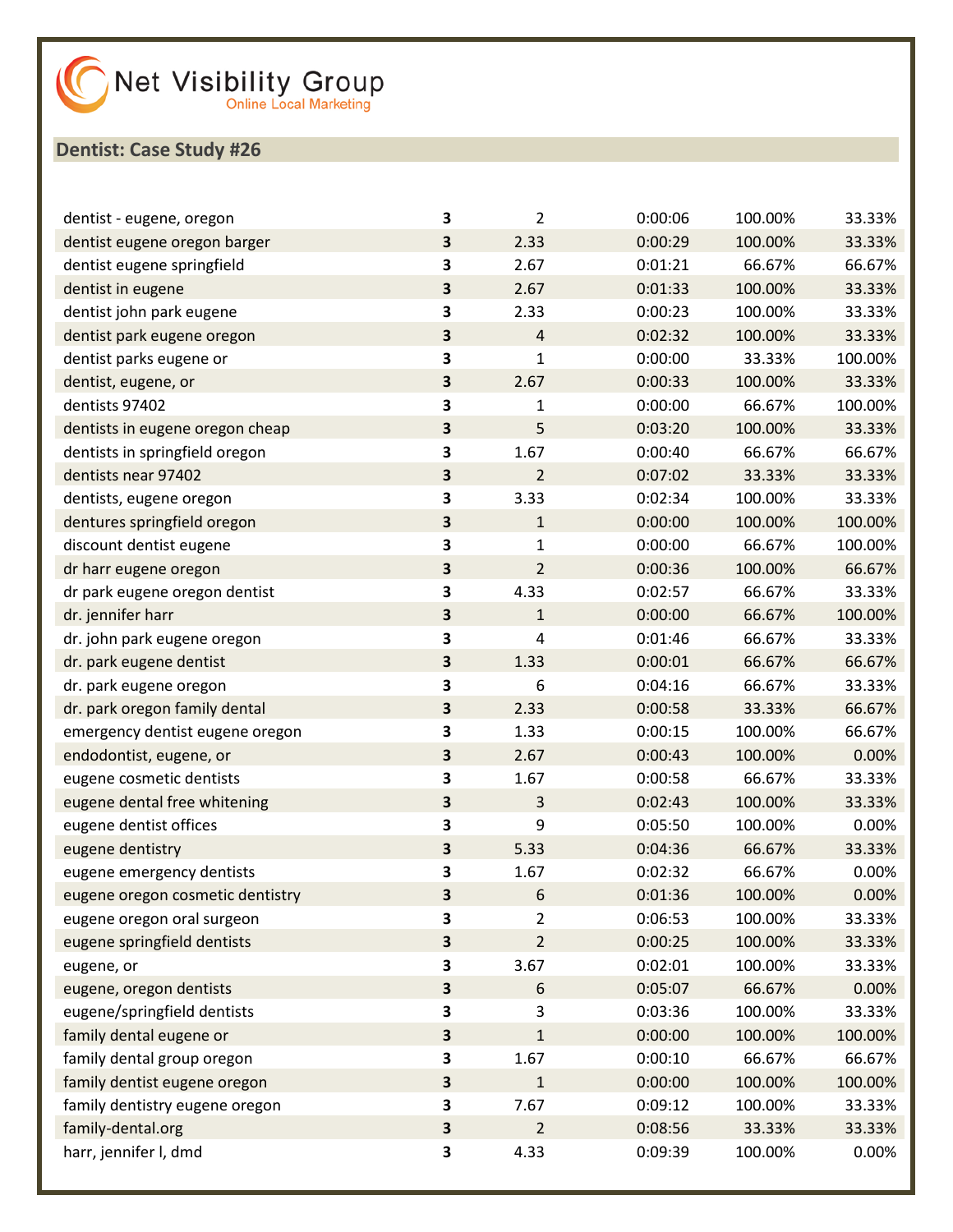Net Visibility Group
Online Local Marketing

## Dentist: Case Study #26

| | | | | | |
|---|---|---|---|---|---|
| dentist - eugene, oregon | **3** | 2 | 0:00:06 | 100.00% | 33.33% |
| dentist eugene oregon barger | **3** | 2.33 | 0:00:29 | 100.00% | 33.33% |
| dentist eugene springfield | **3** | 2.67 | 0:01:21 | 66.67% | 66.67% |
| dentist in eugene | **3** | 2.67 | 0:01:33 | 100.00% | 33.33% |
| dentist john park eugene | **3** | 2.33 | 0:00:23 | 100.00% | 33.33% |
| dentist park eugene oregon | **3** | 4 | 0:02:32 | 100.00% | 33.33% |
| dentist parks eugene or | **3** | 1 | 0:00:00 | 33.33% | 100.00% |
| dentist, eugene, or | **3** | 2.67 | 0:00:33 | 100.00% | 33.33% |
| dentists 97402 | **3** | 1 | 0:00:00 | 66.67% | 100.00% |
| dentists in eugene oregon cheap | **3** | 5 | 0:03:20 | 100.00% | 33.33% |
| dentists in springfield oregon | **3** | 1.67 | 0:00:40 | 66.67% | 66.67% |
| dentists near 97402 | **3** | 2 | 0:07:02 | 33.33% | 33.33% |
| dentists, eugene oregon | **3** | 3.33 | 0:02:34 | 100.00% | 33.33% |
| dentures springfield oregon | **3** | 1 | 0:00:00 | 100.00% | 100.00% |
| discount dentist eugene | **3** | 1 | 0:00:00 | 66.67% | 100.00% |
| dr harr eugene oregon | **3** | 2 | 0:00:36 | 100.00% | 66.67% |
| dr park eugene oregon dentist | **3** | 4.33 | 0:02:57 | 66.67% | 33.33% |
| dr. jennifer harr | **3** | 1 | 0:00:00 | 66.67% | 100.00% |
| dr. john park eugene oregon | **3** | 4 | 0:01:46 | 66.67% | 33.33% |
| dr. park eugene dentist | **3** | 1.33 | 0:00:01 | 66.67% | 66.67% |
| dr. park eugene oregon | **3** | 6 | 0:04:16 | 66.67% | 33.33% |
| dr. park oregon family dental | **3** | 2.33 | 0:00:58 | 33.33% | 66.67% |
| emergency dentist eugene oregon | **3** | 1.33 | 0:00:15 | 100.00% | 66.67% |
| endodontist, eugene, or | **3** | 2.67 | 0:00:43 | 100.00% | 0.00% |
| eugene cosmetic dentists | **3** | 1.67 | 0:00:58 | 66.67% | 33.33% |
| eugene dental free whitening | **3** | 3 | 0:02:43 | 100.00% | 33.33% |
| eugene dentist offices | **3** | 9 | 0:05:50 | 100.00% | 0.00% |
| eugene dentistry | **3** | 5.33 | 0:04:36 | 66.67% | 33.33% |
| eugene emergency dentists | **3** | 1.67 | 0:02:32 | 66.67% | 0.00% |
| eugene oregon cosmetic dentistry | **3** | 6 | 0:01:36 | 100.00% | 0.00% |
| eugene oregon oral surgeon | **3** | 2 | 0:06:53 | 100.00% | 33.33% |
| eugene springfield dentists | **3** | 2 | 0:00:25 | 100.00% | 33.33% |
| eugene, or | **3** | 3.67 | 0:02:01 | 100.00% | 33.33% |
| eugene, oregon dentists | **3** | 6 | 0:05:07 | 66.67% | 0.00% |
| eugene/springfield dentists | **3** | 3 | 0:03:36 | 100.00% | 33.33% |
| family dental eugene or | **3** | 1 | 0:00:00 | 100.00% | 100.00% |
| family dental group oregon | **3** | 1.67 | 0:00:10 | 66.67% | 66.67% |
| family dentist eugene oregon | **3** | 1 | 0:00:00 | 100.00% | 100.00% |
| family dentistry eugene oregon | **3** | 7.67 | 0:09:12 | 100.00% | 33.33% |
| family-dental.org | **3** | 2 | 0:08:56 | 33.33% | 33.33% |
| harr, jennifer l, dmd | **3** | 4.33 | 0:09:39 | 100.00% | 0.00% |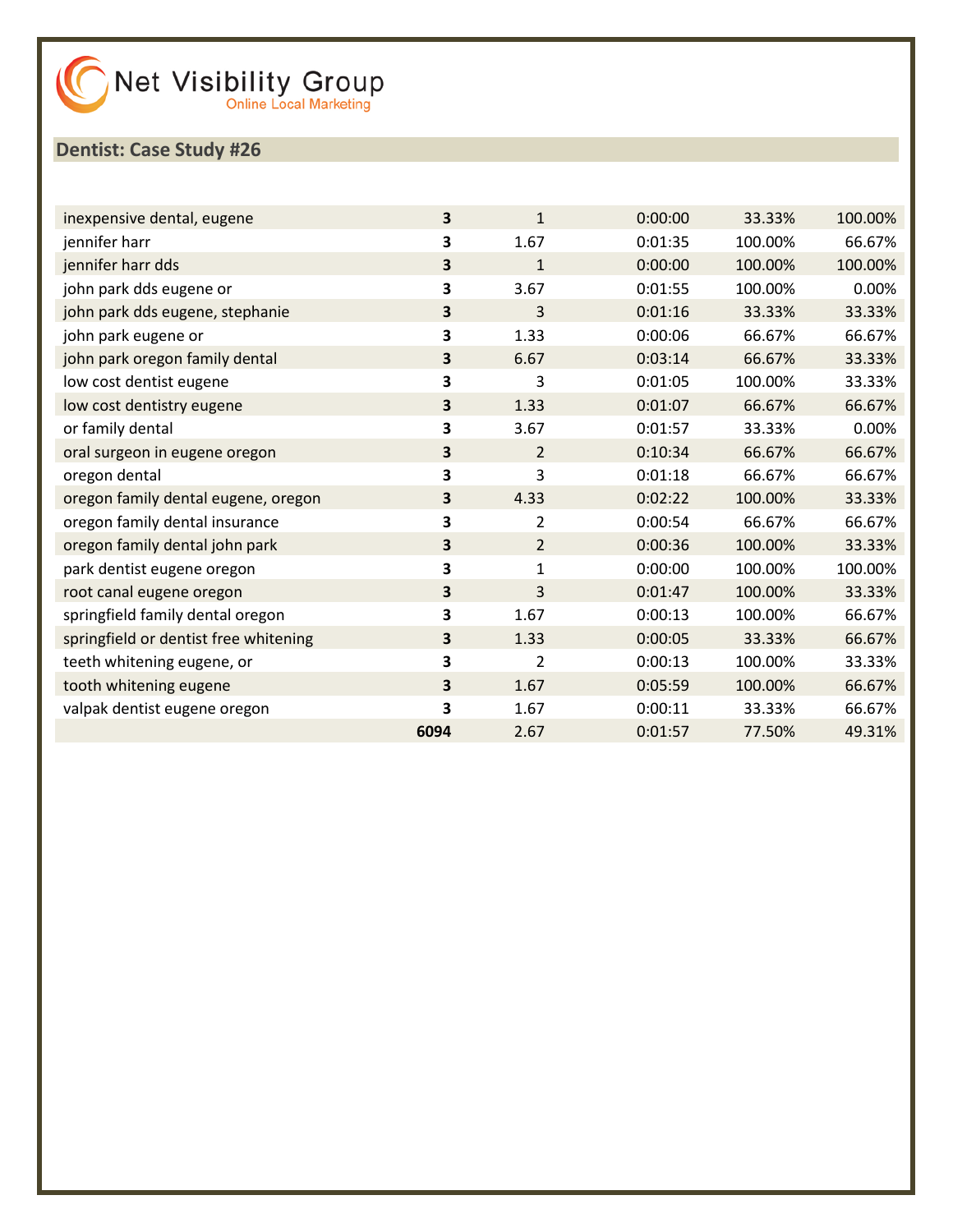Net Visibility Group
Online Local Marketing

## Dentist: Case Study #26

| | | | | | |
|---|---|---|---|---|---|
| inexpensive dental, eugene | **3** | 1 | 0:00:00 | 33.33% | 100.00% |
| jennifer harr | **3** | 1.67 | 0:01:35 | 100.00% | 66.67% |
| jennifer harr dds | **3** | 1 | 0:00:00 | 100.00% | 100.00% |
| john park dds eugene or | **3** | 3.67 | 0:01:55 | 100.00% | 0.00% |
| john park dds eugene, stephanie | **3** | 3 | 0:01:16 | 33.33% | 33.33% |
| john park eugene or | **3** | 1.33 | 0:00:06 | 66.67% | 66.67% |
| john park oregon family dental | **3** | 6.67 | 0:03:14 | 66.67% | 33.33% |
| low cost dentist eugene | **3** | 3 | 0:01:05 | 100.00% | 33.33% |
| low cost dentistry eugene | **3** | 1.33 | 0:01:07 | 66.67% | 66.67% |
| or family dental | **3** | 3.67 | 0:01:57 | 33.33% | 0.00% |
| oral surgeon in eugene oregon | **3** | 2 | 0:10:34 | 66.67% | 66.67% |
| oregon dental | **3** | 3 | 0:01:18 | 66.67% | 66.67% |
| oregon family dental eugene, oregon | **3** | 4.33 | 0:02:22 | 100.00% | 33.33% |
| oregon family dental insurance | **3** | 2 | 0:00:54 | 66.67% | 66.67% |
| oregon family dental john park | **3** | 2 | 0:00:36 | 100.00% | 33.33% |
| park dentist eugene oregon | **3** | 1 | 0:00:00 | 100.00% | 100.00% |
| root canal eugene oregon | **3** | 3 | 0:01:47 | 100.00% | 33.33% |
| springfield family dental oregon | **3** | 1.67 | 0:00:13 | 100.00% | 66.67% |
| springfield or dentist free whitening | **3** | 1.33 | 0:00:05 | 33.33% | 66.67% |
| teeth whitening eugene, or | **3** | 2 | 0:00:13 | 100.00% | 33.33% |
| tooth whitening eugene | **3** | 1.67 | 0:05:59 | 100.00% | 66.67% |
| valpak dentist eugene oregon | **3** | 1.67 | 0:00:11 | 33.33% | 66.67% |
| | **6094** | 2.67 | 0:01:57 | 77.50% | 49.31% |